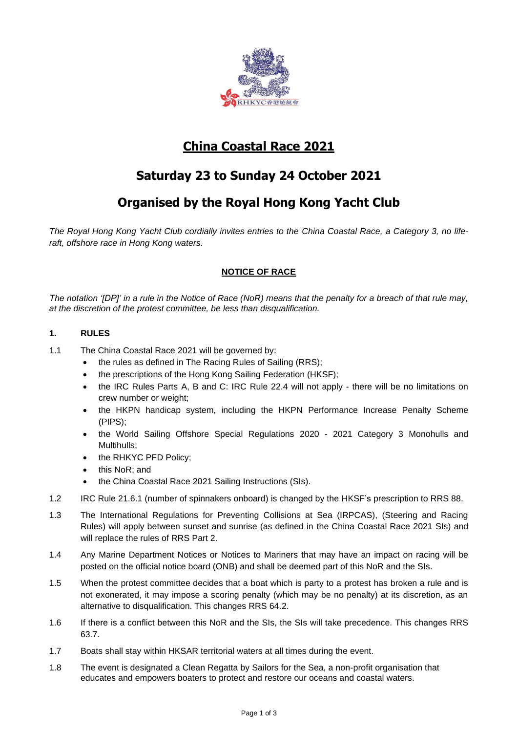# China Coastal Race 2021

## Saturday 23 to Sunday 24 October 2021

## Organised by the Royal Hong Kong Yacht Club

*The Royal Hong Kong Yacht Club cordially invites entries to the China Coastal Race, a Category 3, no life-raft, offshore race in Hong Kong waters.*

**NOTICE OF RACE**

*The notation '[DP]' in a rule in the Notice of Race (NoR) means that the penalty for a breach of that rule may, at the discretion of the protest committee, be less than disqualification.*

### 1. RULES

1.1 The China Coastal Race 2021 will be governed by:

- the rules as defined in The Racing Rules of Sailing (RRS);
- the prescriptions of the Hong Kong Sailing Federation (HKSF);
- the IRC Rules Parts A, B and C: IRC Rule 22.4 will not apply - there will be no limitations on crew number or weight;
- the HKPN handicap system, including the HKPN Performance Increase Penalty Scheme (PIPS);
- the World Sailing Offshore Special Regulations 2020 - 2021 Category 3 Monohulls and Multihulls;
- the RHKYC PFD Policy;
- this NoR; and
- the China Coastal Race 2021 Sailing Instructions (SIs).

1.2 IRC Rule 21.6.1 (number of spinnakers onboard) is changed by the HKSF's prescription to RRS 88.

1.3 The International Regulations for Preventing Collisions at Sea (IRPCAS), (Steering and Racing Rules) will apply between sunset and sunrise (as defined in the China Coastal Race 2021 SIs) and will replace the rules of RRS Part 2.

1.4 Any Marine Department Notices or Notices to Mariners that may have an impact on racing will be posted on the official notice board (ONB) and shall be deemed part of this NoR and the SIs.

1.5 When the protest committee decides that a boat which is party to a protest has broken a rule and is not exonerated, it may impose a scoring penalty (which may be no penalty) at its discretion, as an alternative to disqualification. This changes RRS 64.2.

1.6 If there is a conflict between this NoR and the SIs, the SIs will take precedence. This changes RRS 63.7.

1.7 Boats shall stay within HKSAR territorial waters at all times during the event.

1.8 The event is designated a Clean Regatta by Sailors for the Sea, a non-profit organisation that educates and empowers boaters to protect and restore our oceans and coastal waters.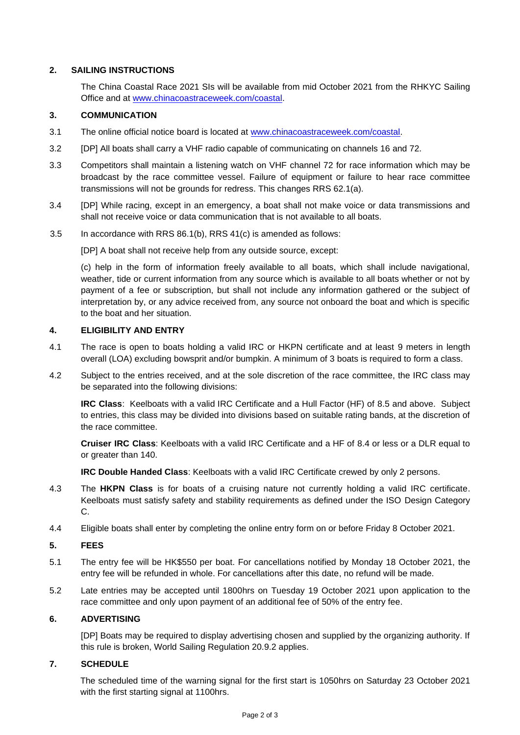## 2. SAILING INSTRUCTIONS

The China Coastal Race 2021 SIs will be available from mid October 2021 from the RHKYC Sailing Office and at www.chinacoastraceweek.com/coastal.

## 3. COMMUNICATION

3.1 The online official notice board is located at www.chinacoastraceweek.com/coastal.

3.2 [DP] All boats shall carry a VHF radio capable of communicating on channels 16 and 72.

3.3 Competitors shall maintain a listening watch on VHF channel 72 for race information which may be broadcast by the race committee vessel. Failure of equipment or failure to hear race committee transmissions will not be grounds for redress. This changes RRS 62.1(a).

3.4 [DP] While racing, except in an emergency, a boat shall not make voice or data transmissions and shall not receive voice or data communication that is not available to all boats.

3.5 In accordance with RRS 86.1(b), RRS 41(c) is amended as follows:

[DP] A boat shall not receive help from any outside source, except:

(c) help in the form of information freely available to all boats, which shall include navigational, weather, tide or current information from any source which is available to all boats whether or not by payment of a fee or subscription, but shall not include any information gathered or the subject of interpretation by, or any advice received from, any source not onboard the boat and which is specific to the boat and her situation.

## 4. ELIGIBILITY AND ENTRY

4.1 The race is open to boats holding a valid IRC or HKPN certificate and at least 9 meters in length overall (LOA) excluding bowsprit and/or bumpkin. A minimum of 3 boats is required to form a class.

4.2 Subject to the entries received, and at the sole discretion of the race committee, the IRC class may be separated into the following divisions:

**IRC Class**: Keelboats with a valid IRC Certificate and a Hull Factor (HF) of 8.5 and above. Subject to entries, this class may be divided into divisions based on suitable rating bands, at the discretion of the race committee.

**Cruiser IRC Class**: Keelboats with a valid IRC Certificate and a HF of 8.4 or less or a DLR equal to or greater than 140.

**IRC Double Handed Class**: Keelboats with a valid IRC Certificate crewed by only 2 persons.

4.3 The **HKPN Class** is for boats of a cruising nature not currently holding a valid IRC certificate. Keelboats must satisfy safety and stability requirements as defined under the ISO Design Category C.

4.4 Eligible boats shall enter by completing the online entry form on or before Friday 8 October 2021.

## 5. FEES

5.1 The entry fee will be HK$550 per boat. For cancellations notified by Monday 18 October 2021, the entry fee will be refunded in whole. For cancellations after this date, no refund will be made.

5.2 Late entries may be accepted until 1800hrs on Tuesday 19 October 2021 upon application to the race committee and only upon payment of an additional fee of 50% of the entry fee.

## 6. ADVERTISING

[DP] Boats may be required to display advertising chosen and supplied by the organizing authority. If this rule is broken, World Sailing Regulation 20.9.2 applies.

## 7. SCHEDULE

The scheduled time of the warning signal for the first start is 1050hrs on Saturday 23 October 2021 with the first starting signal at 1100hrs.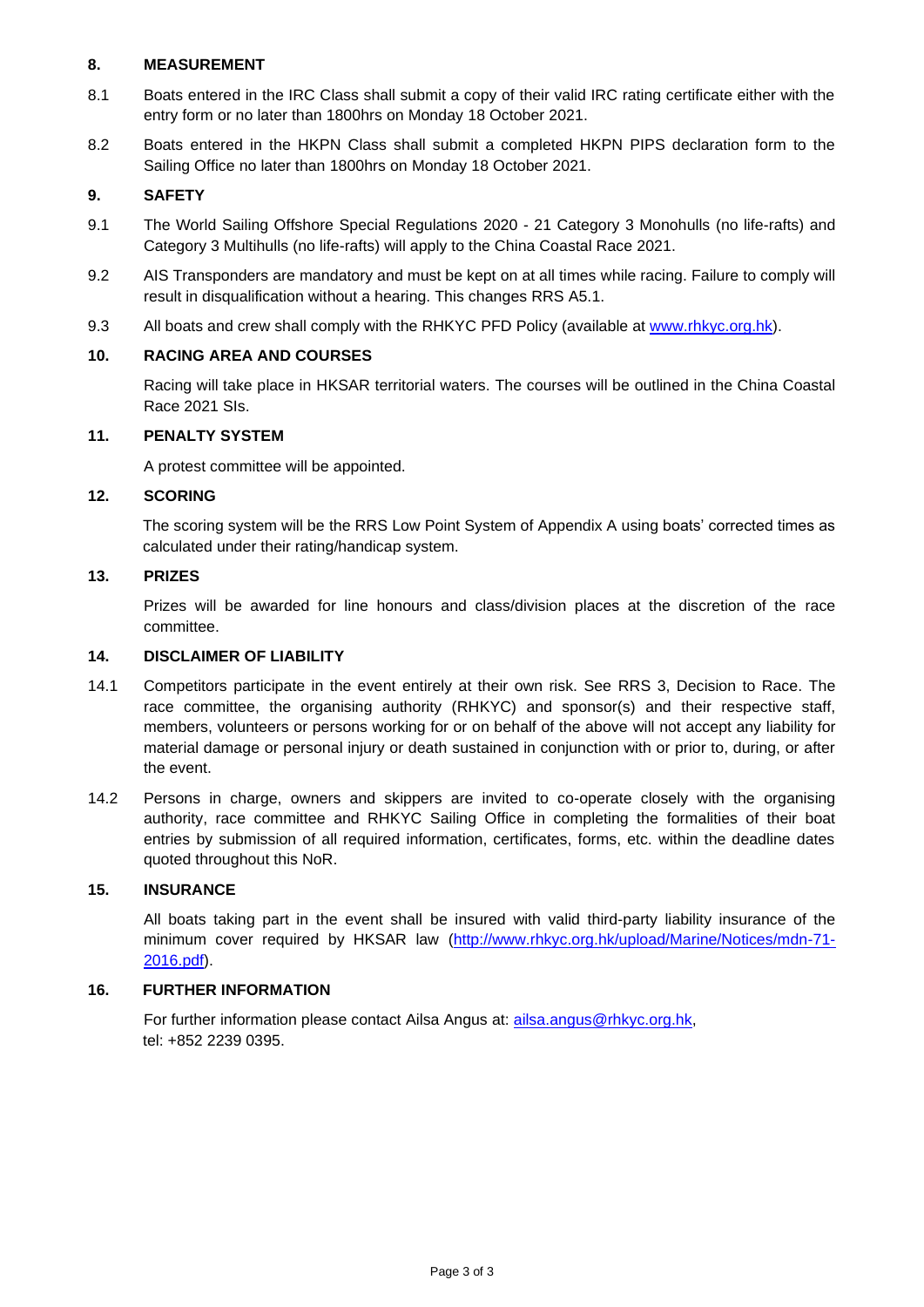## 8. MEASUREMENT

8.1 Boats entered in the IRC Class shall submit a copy of their valid IRC rating certificate either with the entry form or no later than 1800hrs on Monday 18 October 2021.

8.2 Boats entered in the HKPN Class shall submit a completed HKPN PIPS declaration form to the Sailing Office no later than 1800hrs on Monday 18 October 2021.

## 9. SAFETY

9.1 The World Sailing Offshore Special Regulations 2020 - 21 Category 3 Monohulls (no life-rafts) and Category 3 Multihulls (no life-rafts) will apply to the China Coastal Race 2021.

9.2 AIS Transponders are mandatory and must be kept on at all times while racing. Failure to comply will result in disqualification without a hearing. This changes RRS A5.1.

9.3 All boats and crew shall comply with the RHKYC PFD Policy (available at [www.rhkyc.org.hk](www.rhkyc.org.hk)).

## 10. RACING AREA AND COURSES

Racing will take place in HKSAR territorial waters. The courses will be outlined in the China Coastal Race 2021 SIs.

## 11. PENALTY SYSTEM

A protest committee will be appointed.

## 12. SCORING

The scoring system will be the RRS Low Point System of Appendix A using boats' corrected times as calculated under their rating/handicap system.

## 13. PRIZES

Prizes will be awarded for line honours and class/division places at the discretion of the race committee.

## 14. DISCLAIMER OF LIABILITY

14.1 Competitors participate in the event entirely at their own risk. See RRS 3, Decision to Race. The race committee, the organising authority (RHKYC) and sponsor(s) and their respective staff, members, volunteers or persons working for or on behalf of the above will not accept any liability for material damage or personal injury or death sustained in conjunction with or prior to, during, or after the event.

14.2 Persons in charge, owners and skippers are invited to co-operate closely with the organising authority, race committee and RHKYC Sailing Office in completing the formalities of their boat entries by submission of all required information, certificates, forms, etc. within the deadline dates quoted throughout this NoR.

## 15. INSURANCE

All boats taking part in the event shall be insured with valid third-party liability insurance of the minimum cover required by HKSAR law ([http://www.rhkyc.org.hk/upload/Marine/Notices/mdn-71-2016.pdf](http://www.rhkyc.org.hk/upload/Marine/Notices/mdn-71-2016.pdf)).

## 16. FURTHER INFORMATION

For further information please contact Ailsa Angus at: [ailsa.angus@rhkyc.org.hk](mailto:ailsa.angus@rhkyc.org.hk),
tel: +852 2239 0395.